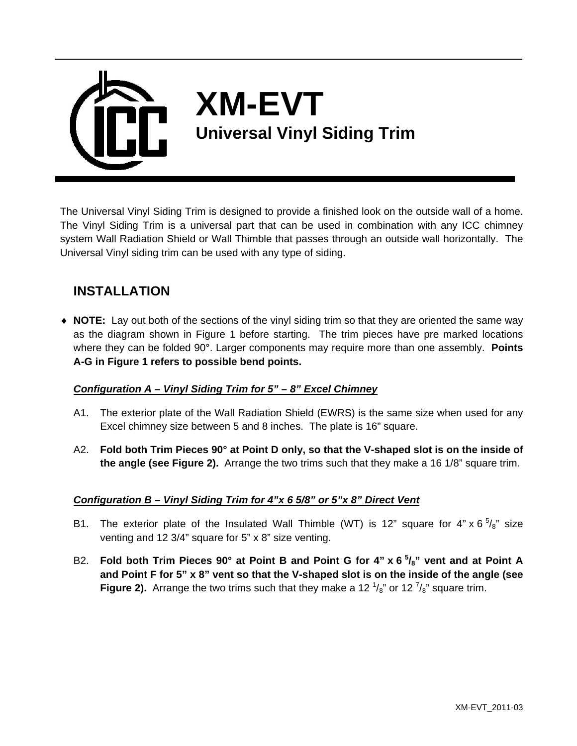# XM-EVT

## Universal Vinyl Siding Trim

The Universal Vinyl Siding Trim is designed to provide a finished look on the outside wall of a home. The Vinyl Siding Trim is a universal part that can be used in combination with any ICC chimney system Wall Radiation Shield or Wall Thimble that passes through an outside wall horizontally. The Universal Vinyl siding trim can be used with any type of siding.

## INSTALLATION

- **NOTE:** Lay out both of the sections of the vinyl siding trim so that they are oriented the same way as the diagram shown in Figure 1 before starting. The trim pieces have pre marked locations where they can be folded 90°. Larger components may require more than one assembly. **Points A-G in Figure 1 refers to possible bend points.**

***Configuration A – Vinyl Siding Trim for 5" – 8" Excel Chimney***

A1. The exterior plate of the Wall Radiation Shield (EWRS) is the same size when used for any Excel chimney size between 5 and 8 inches. The plate is 16" square.

A2. **Fold both Trim Pieces 90° at Point D only, so that the V-shaped slot is on the inside of the angle (see Figure 2).** Arrange the two trims such that they make a 16 1/8" square trim.

***Configuration B – Vinyl Siding Trim for 4"x 6 5/8" or 5"x 8" Direct Vent***

B1. The exterior plate of the Insulated Wall Thimble (WT) is 12" square for 4" x 6 5/8" size venting and 12 3/4" square for 5" x 8" size venting.

B2. **Fold both Trim Pieces 90° at Point B and Point G for 4" x 6 5/8" vent and at Point A and Point F for 5" x 8" vent so that the V-shaped slot is on the inside of the angle (see Figure 2).** Arrange the two trims such that they make a 12 1/8" or 12 7/8" square trim.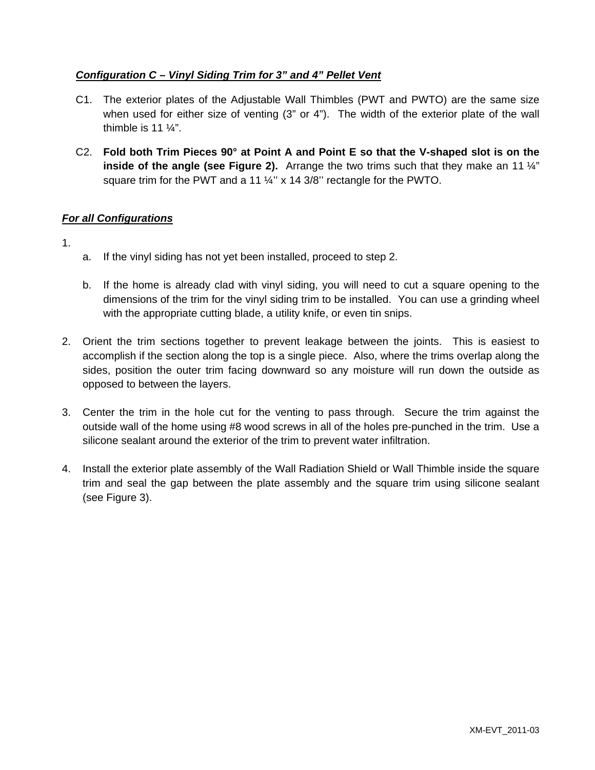***Configuration C – Vinyl Siding Trim for 3" and 4" Pellet Vent***

C1. The exterior plates of the Adjustable Wall Thimbles (PWT and PWTO) are the same size when used for either size of venting (3" or 4"). The width of the exterior plate of the wall thimble is 11 ¼".

C2. **Fold both Trim Pieces 90° at Point A and Point E so that the V-shaped slot is on the inside of the angle (see Figure 2).** Arrange the two trims such that they make an 11 ¼" square trim for the PWT and a 11 ¼'' x 14 3/8'' rectangle for the PWTO.

***For all Configurations***

1.
   a. If the vinyl siding has not yet been installed, proceed to step 2.

   b. If the home is already clad with vinyl siding, you will need to cut a square opening to the dimensions of the trim for the vinyl siding trim to be installed. You can use a grinding wheel with the appropriate cutting blade, a utility knife, or even tin snips.

2. Orient the trim sections together to prevent leakage between the joints. This is easiest to accomplish if the section along the top is a single piece. Also, where the trims overlap along the sides, position the outer trim facing downward so any moisture will run down the outside as opposed to between the layers.

3. Center the trim in the hole cut for the venting to pass through. Secure the trim against the outside wall of the home using #8 wood screws in all of the holes pre-punched in the trim. Use a silicone sealant around the exterior of the trim to prevent water infiltration.

4. Install the exterior plate assembly of the Wall Radiation Shield or Wall Thimble inside the square trim and seal the gap between the plate assembly and the square trim using silicone sealant (see Figure 3).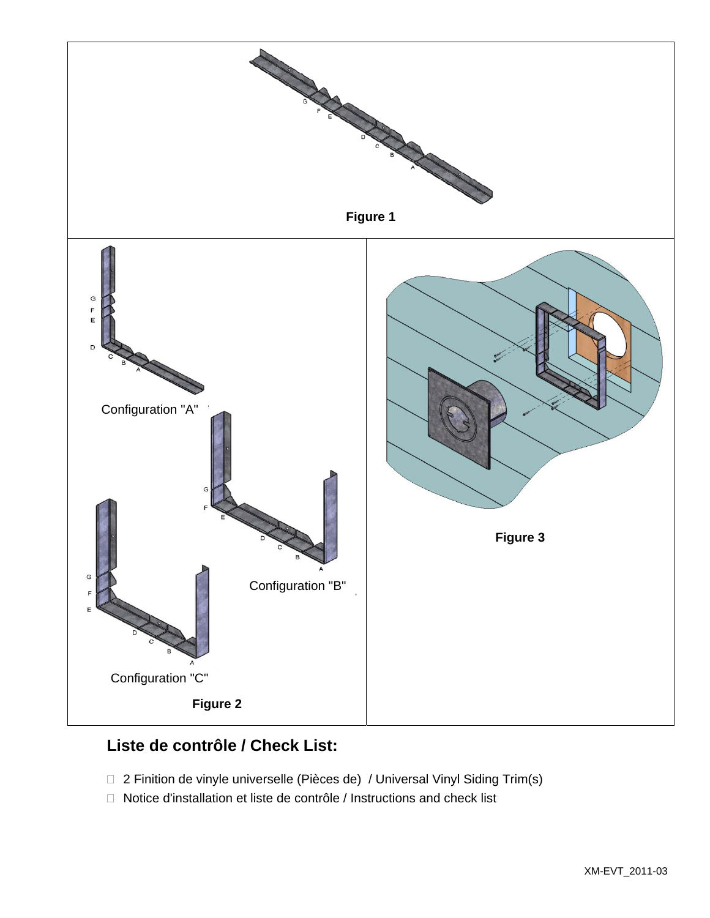Figure 1

Configuration "A"

Configuration "B"

Configuration "C"

Figure 2

Figure 3

## Liste de contrôle / Check List:

- 2 Finition de vinyle universelle (Pièces de) / Universal Vinyl Siding Trim(s)
- Notice d'installation et liste de contrôle / Instructions and check list

XM-EVT_2011-03